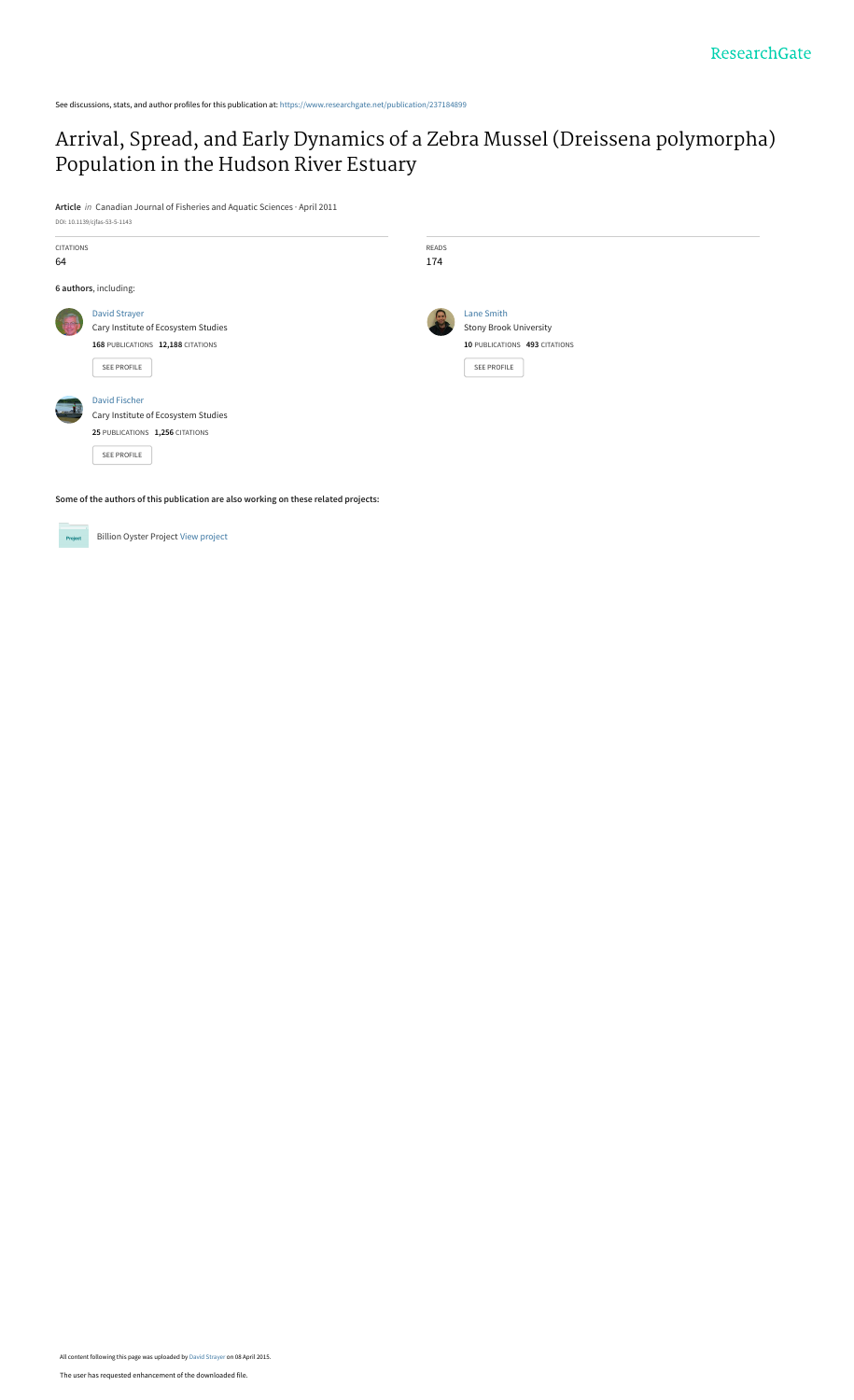See discussions, stats, and author profiles for this publication at: https://www.researchgate.net/publication/237184899

# Arrival, Spread, and Early Dynamics of a Zebra Mussel (Dreissena polymorpha) Population in the Hudson River Estuary

**Article** *in* Canadian Journal of Fisheries and Aquatic Sciences · April 2011

DOI: 10.1139/cjfas-53-5-1143

CITATIONS
64

READS
174

**6 authors**, including:

David Strayer
Cary Institute of Ecosystem Studies
**168** PUBLICATIONS **12,188** CITATIONS

SEE PROFILE

Lane Smith
Stony Brook University
**10** PUBLICATIONS **493** CITATIONS

SEE PROFILE

David Fischer
Cary Institute of Ecosystem Studies
**25** PUBLICATIONS **1,256** CITATIONS

SEE PROFILE

**Some of the authors of this publication are also working on these related projects:**

Billion Oyster Project View project

All content following this page was uploaded by David Strayer on 08 April 2015.

The user has requested enhancement of the downloaded file.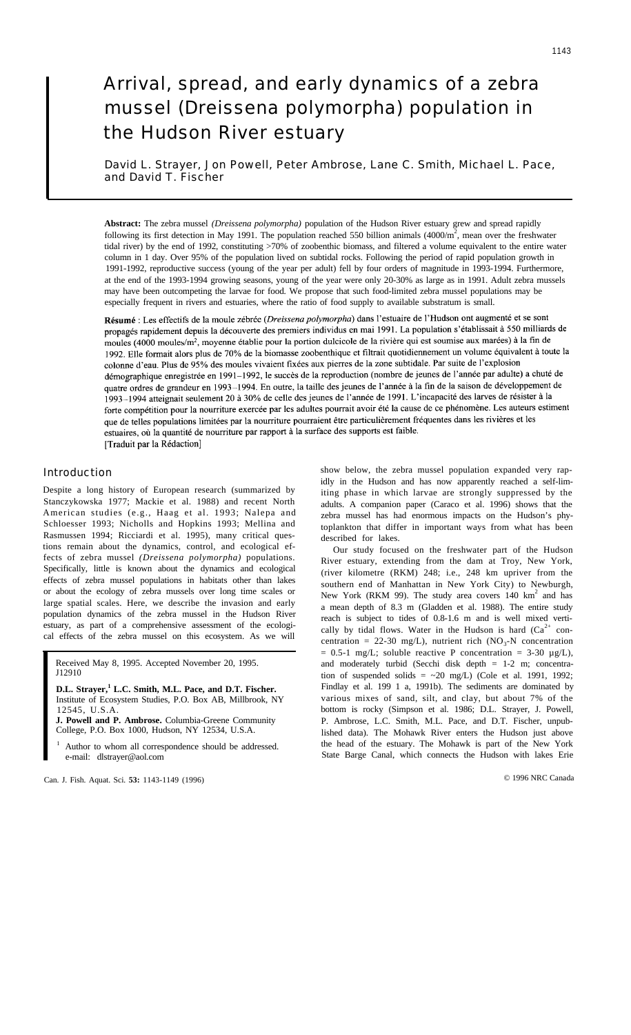# Arrival, spread, and early dynamics of a zebra mussel (Dreissena polymorpha) population in the Hudson River estuary

David L. Strayer, Jon Powell, Peter Ambrose, Lane C. Smith, Michael L. Pace, and David T. Fischer

**Abstract:** The zebra mussel *(Dreissena polymorpha)* population of the Hudson River estuary grew and spread rapidly following its first detection in May 1991. The population reached 550 billion animals (4000/m$^2$, mean over the freshwater tidal river) by the end of 1992, constituting >70% of zoobenthic biomass, and filtered a volume equivalent to the entire water column in 1 day. Over 95% of the population lived on subtidal rocks. Following the period of rapid population growth in 1991-1992, reproductive success (young of the year per adult) fell by four orders of magnitude in 1993-1994. Furthermore, at the end of the 1993-1994 growing seasons, young of the year were only 20-30% as large as in 1991. Adult zebra mussels may have been outcompeting the larvae for food. We propose that such food-limited zebra mussel populations may be especially frequent in rivers and estuaries, where the ratio of food supply to available substratum is small.

**Résumé** : Les effectifs de la moule zébrée (*Dreissena polymorpha*) dans l'estuaire de l'Hudson ont augmenté et se sont propagés rapidement depuis la découverte des premiers individus en mai 1991. La population s'établissait à 550 milliards de moules (4000 moules/m$^2$, moyenne établie pour la portion dulcicole de la rivière qui est soumise aux marées) à la fin de 1992. Elle formait alors plus de 70% de la biomasse zoobenthique et filtrait quotidiennement un volume équivalent à toute la colonne d'eau. Plus de 95% des moules vivaient fixées aux pierres de la zone subtidale. Par suite de l'explosion démographique enregistrée en 1991–1992, le succès de la reproduction (nombre de jeunes de l'année par adulte) a chuté de quatre ordres de grandeur en 1993–1994. En outre, la taille des jeunes de l'année à la fin de la saison de développement de 1993–1994 atteignait seulement 20 à 30% de celle des jeunes de l'année de 1991. L'incapacité des larves de résister à la forte compétition pour la nourriture exercée par les adultes pourrait avoir été la cause de ce phénomène. Les auteurs estiment que de telles populations limitées par la nourriture pourraient être particulièrement fréquentes dans les rivières et les estuaires, où la quantité de nourriture par rapport à la surface des supports est faible.
[Traduit par la Rédaction]

## Introduction

Despite a long history of European research (summarized by Stanczykowska 1977; Mackie et al. 1988) and recent North American studies (e.g., Haag et al. 1993; Nalepa and Schloesser 1993; Nicholls and Hopkins 1993; Mellina and Rasmussen 1994; Ricciardi et al. 1995), many critical questions remain about the dynamics, control, and ecological effects of zebra mussel *(Dreissena polymorpha)* populations. Specifically, little is known about the dynamics and ecological effects of zebra mussel populations in habitats other than lakes or about the ecology of zebra mussels over long time scales or large spatial scales. Here, we describe the invasion and early population dynamics of the zebra mussel in the Hudson River estuary, as part of a comprehensive assessment of the ecological effects of the zebra mussel on this ecosystem. As we will show below, the zebra mussel population expanded very rapidly in the Hudson and has now apparently reached a self-limiting phase in which larvae are strongly suppressed by the adults. A companion paper (Caraco et al. 1996) shows that the zebra mussel has had enormous impacts on the Hudson's phytoplankton that differ in important ways from what has been described for lakes.

Our study focused on the freshwater part of the Hudson River estuary, extending from the dam at Troy, New York, (river kilometre (RKM) 248; i.e., 248 km upriver from the southern end of Manhattan in New York City) to Newburgh, New York (RKM 99). The study area covers 140 km$^2$ and has a mean depth of 8.3 m (Gladden et al. 1988). The entire study reach is subject to tides of 0.8-1.6 m and is well mixed vertically by tidal flows. Water in the Hudson is hard ($Ca^{2+}$ concentration = 22-30 mg/L), nutrient rich ($NO_3$-N concentration = 0.5-1 mg/L; soluble reactive P concentration = 3-30 µg/L), and moderately turbid (Secchi disk depth = 1-2 m; concentration of suspended solids = ~20 mg/L) (Cole et al. 1991, 1992; Findlay et al. 1991a, 1991b). The sediments are dominated by various mixes of sand, silt, and clay, but about 7% of the bottom is rocky (Simpson et al. 1986; D.L. Strayer, J. Powell, P. Ambrose, L.C. Smith, M.L. Pace, and D.T. Fischer, unpublished data). The Mohawk River enters the Hudson just above the head of the estuary. The Mohawk is part of the New York State Barge Canal, which connects the Hudson with lakes Erie

Received May 8, 1995. Accepted November 20, 1995.
J12910

**D.L. Strayer,[1] L.C. Smith, M.L. Pace, and D.T. Fischer.** Institute of Ecosystem Studies, P.O. Box AB, Millbrook, NY 12545, U.S.A.
**J. Powell and P. Ambrose.** Columbia-Greene Community College, P.O. Box 1000, Hudson, NY 12534, U.S.A.

[1] Author to whom all correspondence should be addressed. e-mail: dlstrayer@aol.com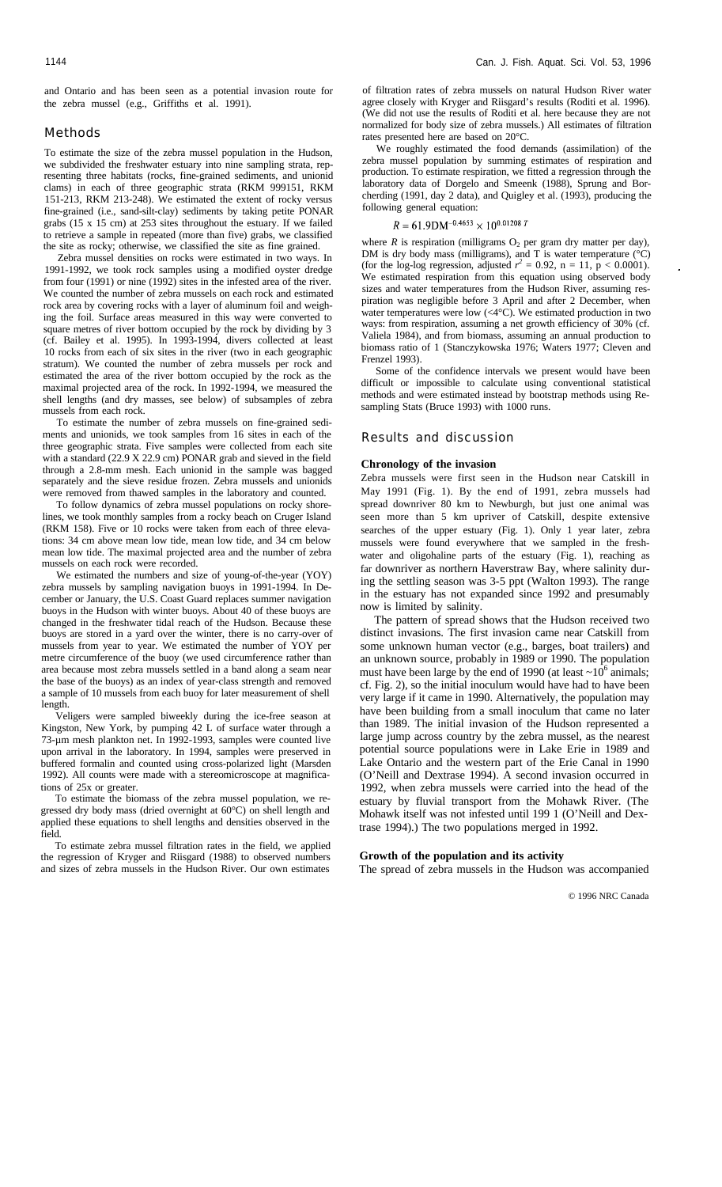and Ontario and has been seen as a potential invasion route for the zebra mussel (e.g., Griffiths et al. 1991).

## Methods

To estimate the size of the zebra mussel population in the Hudson, we subdivided the freshwater estuary into nine sampling strata, representing three habitats (rocks, fine-grained sediments, and unionid clams) in each of three geographic strata (RKM 999151, RKM 151-213, RKM 213-248). We estimated the extent of rocky versus fine-grained (i.e., sand-silt-clay) sediments by taking petite PONAR grabs (15 x 15 cm) at 253 sites throughout the estuary. If we failed to retrieve a sample in repeated (more than five) grabs, we classified the site as rocky; otherwise, we classified the site as fine grained.

Zebra mussel densities on rocks were estimated in two ways. In 1991-1992, we took rock samples using a modified oyster dredge from four (1991) or nine (1992) sites in the infested area of the river. We counted the number of zebra mussels on each rock and estimated rock area by covering rocks with a layer of aluminum foil and weighing the foil. Surface areas measured in this way were converted to square metres of river bottom occupied by the rock by dividing by 3 (cf. Bailey et al. 1995). In 1993-1994, divers collected at least 10 rocks from each of six sites in the river (two in each geographic stratum). We counted the number of zebra mussels per rock and estimated the area of the river bottom occupied by the rock as the maximal projected area of the rock. In 1992-1994, we measured the shell lengths (and dry masses, see below) of subsamples of zebra mussels from each rock.

To estimate the number of zebra mussels on fine-grained sediments and unionids, we took samples from 16 sites in each of the three geographic strata. Five samples were collected from each site with a standard (22.9 X 22.9 cm) PONAR grab and sieved in the field through a 2.8-mm mesh. Each unionid in the sample was bagged separately and the sieve residue frozen. Zebra mussels and unionids were removed from thawed samples in the laboratory and counted.

To follow dynamics of zebra mussel populations on rocky shorelines, we took monthly samples from a rocky beach on Cruger Island (RKM 158). Five or 10 rocks were taken from each of three elevations: 34 cm above mean low tide, mean low tide, and 34 cm below mean low tide. The maximal projected area and the number of zebra mussels on each rock were recorded.

We estimated the numbers and size of young-of-the-year (YOY) zebra mussels by sampling navigation buoys in 1991-1994. In December or January, the U.S. Coast Guard replaces summer navigation buoys in the Hudson with winter buoys. About 40 of these buoys are changed in the freshwater tidal reach of the Hudson. Because these buoys are stored in a yard over the winter, there is no carry-over of mussels from year to year. We estimated the number of YOY per metre circumference of the buoy (we used circumference rather than area because most zebra mussels settled in a band along a seam near the base of the buoys) as an index of year-class strength and removed a sample of 10 mussels from each buoy for later measurement of shell length.

Veligers were sampled biweekly during the ice-free season at Kingston, New York, by pumping 42 L of surface water through a 73-µm mesh plankton net. In 1992-1993, samples were counted live upon arrival in the laboratory. In 1994, samples were preserved in buffered formalin and counted using cross-polarized light (Marsden 1992). All counts were made with a stereomicroscope at magnifications of 25x or greater.

To estimate the biomass of the zebra mussel population, we regressed dry body mass (dried overnight at 60°C) on shell length and applied these equations to shell lengths and densities observed in the field.

To estimate zebra mussel filtration rates in the field, we applied the regression of Kryger and Riisgard (1988) to observed numbers and sizes of zebra mussels in the Hudson River. Our own estimates of filtration rates of zebra mussels on natural Hudson River water agree closely with Kryger and Riisgard's results (Roditi et al. 1996). (We did not use the results of Roditi et al. here because they are not normalized for body size of zebra mussels.) All estimates of filtration rates presented here are based on 20°C.

We roughly estimated the food demands (assimilation) of the zebra mussel population by summing estimates of respiration and production. To estimate respiration, we fitted a regression through the laboratory data of Dorgelo and Smeenk (1988), Sprung and Borcherding (1991, day 2 data), and Quigley et al. (1993), producing the following general equation:

$$R = 61.9\mathrm{DM}^{-0.4653} \times 10^{0.01208\,T}$$

where $R$ is respiration (milligrams $O_2$ per gram dry matter per day), DM is dry body mass (milligrams), and T is water temperature (°C) (for the log-log regression, adjusted $r^2 = 0.92$, $n = 11$, $p < 0.0001$). We estimated respiration from this equation using observed body sizes and water temperatures from the Hudson River, assuming respiration was negligible before 3 April and after 2 December, when water temperatures were low (<4°C). We estimated production in two ways: from respiration, assuming a net growth efficiency of 30% (cf. Valiela 1984), and from biomass, assuming an annual production to biomass ratio of 1 (Stanczykowska 1976; Waters 1977; Cleven and Frenzel 1993).

Some of the confidence intervals we present would have been difficult or impossible to calculate using conventional statistical methods and were estimated instead by bootstrap methods using Resampling Stats (Bruce 1993) with 1000 runs.

## Results and discussion

### Chronology of the invasion

Zebra mussels were first seen in the Hudson near Catskill in May 1991 (Fig. 1). By the end of 1991, zebra mussels had spread downriver 80 km to Newburgh, but just one animal was seen more than 5 km upriver of Catskill, despite extensive searches of the upper estuary (Fig. 1). Only 1 year later, zebra mussels were found everywhere that we sampled in the freshwater and oligohaline parts of the estuary (Fig. 1), reaching as far downriver as northern Haverstraw Bay, where salinity during the settling season was 3-5 ppt (Walton 1993). The range in the estuary has not expanded since 1992 and presumably now is limited by salinity.

The pattern of spread shows that the Hudson received two distinct invasions. The first invasion came near Catskill from some unknown human vector (e.g., barges, boat trailers) and an unknown source, probably in 1989 or 1990. The population must have been large by the end of 1990 (at least ~$10^6$ animals; cf. Fig. 2), so the initial inoculum would have had to have been very large if it came in 1990. Alternatively, the population may have been building from a small inoculum that came no later than 1989. The initial invasion of the Hudson represented a large jump across country by the zebra mussel, as the nearest potential source populations were in Lake Erie in 1989 and Lake Ontario and the western part of the Erie Canal in 1990 (O'Neill and Dextrase 1994). A second invasion occurred in 1992, when zebra mussels were carried into the head of the estuary by fluvial transport from the Mohawk River. (The Mohawk itself was not infested until 199 1 (O'Neill and Dextrase 1994).) The two populations merged in 1992.

### Growth of the population and its activity

The spread of zebra mussels in the Hudson was accompanied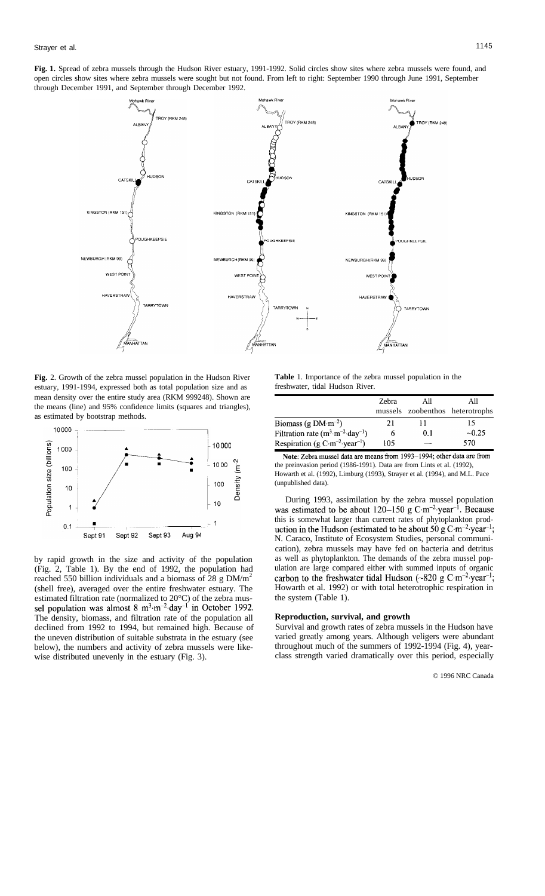**Fig. 1.** Spread of zebra mussels through the Hudson River estuary, 1991-1992. Solid circles show sites where zebra mussels were found, and open circles show sites where zebra mussels were sought but not found. From left to right: September 1990 through June 1991, September through December 1991, and September through December 1992.

**Fig.** 2. Growth of the zebra mussel population in the Hudson River estuary, 1991-1994, expressed both as total population size and as mean density over the entire study area (RKM 99–248). Shown are the means (line) and 95% confidence limits (squares and triangles), as estimated by bootstrap methods.

by rapid growth in the size and activity of the population (Fig. 2, Table 1). By the end of 1992, the population had reached 550 billion individuals and a biomass of 28 g DM/m$^2$ (shell free), averaged over the entire freshwater estuary. The estimated filtration rate (normalized to 20°C) of the zebra mussel population was almost 8 m$^3$·m$^{-2}$·day$^{-1}$ in October 1992. The density, biomass, and filtration rate of the population all declined from 1992 to 1994, but remained high. Because of the uneven distribution of suitable substrata in the estuary (see below), the numbers and activity of zebra mussels were likewise distributed unevenly in the estuary (Fig. 3).

**Table** 1. Importance of the zebra mussel population in the freshwater, tidal Hudson River.

| | Zebra mussels | All zoobenthos | All heterotrophs |
|---|---|---|---|
| Biomass (g DM·m$^{-2}$) | 21 | 11 | 15 |
| Filtration rate (m$^3$·m$^{-2}$·day$^{-1}$) | 6 | 0.1 | ~0.25 |
| Respiration (g C·m$^{-2}$·year$^{-1}$) | 105 | — | 570 |

**Note**: Zebra mussel data are means from 1993–1994; other data are from the preinvasion period (1986-1991). Data are from Lints et al. (1992), Howarth et al. (1992), Limburg (1993), Strayer et al. (1994), and M.L. Pace (unpublished data).

During 1993, assimilation by the zebra mussel population was estimated to be about 120–150 g C·m$^{-2}$·year$^{-1}$. Because this is somewhat larger than current rates of phytoplankton production in the Hudson (estimated to be about 50 g C·m$^{-2}$·year$^{-1}$; N. Caraco, Institute of Ecosystem Studies, personal communication), zebra mussels may have fed on bacteria and detritus as well as phytoplankton. The demands of the zebra mussel population are large compared either with summed inputs of organic carbon to the freshwater tidal Hudson (~820 g C·m$^{-2}$·year$^{-1}$; Howarth et al. 1992) or with total heterotrophic respiration in the system (Table 1).

### Reproduction, survival, and growth

Survival and growth rates of zebra mussels in the Hudson have varied greatly among years. Although veligers were abundant throughout much of the summers of 1992-1994 (Fig. 4), year-class strength varied dramatically over this period, especially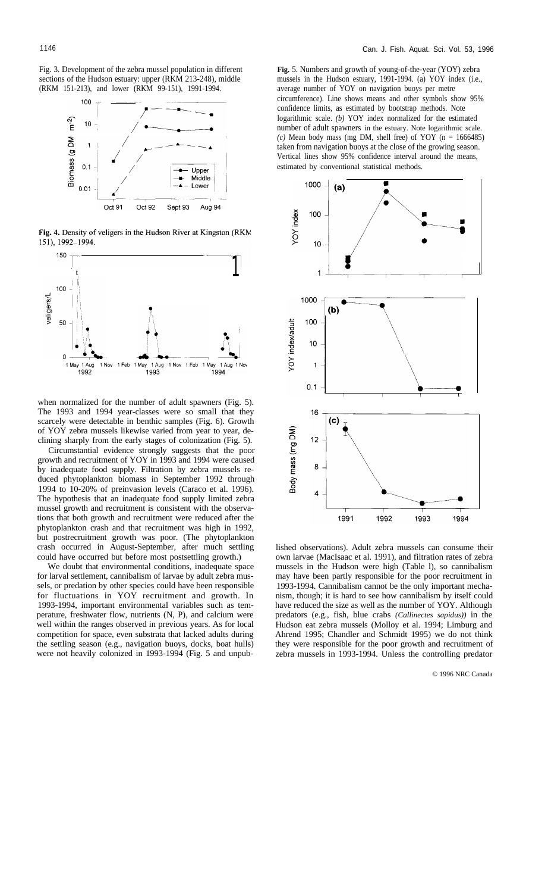Fig. 3. Development of the zebra mussel population in different sections of the Hudson estuary: upper (RKM 213-248), middle (RKM 151-213), and lower (RKM 99-151), 1991-1994.

**Fig. 4.** Density of veligers in the Hudson River at Kingston (RKM 151), 1992–1994.

when normalized for the number of adult spawners (Fig. 5). The 1993 and 1994 year-classes were so small that they scarcely were detectable in benthic samples (Fig. 6). Growth of YOY zebra mussels likewise varied from year to year, declining sharply from the early stages of colonization (Fig. 5).

Circumstantial evidence strongly suggests that the poor growth and recruitment of YOY in 1993 and 1994 were caused by inadequate food supply. Filtration by zebra mussels reduced phytoplankton biomass in September 1992 through 1994 to 10-20% of preinvasion levels (Caraco et al. 1996). The hypothesis that an inadequate food supply limited zebra mussel growth and recruitment is consistent with the observations that both growth and recruitment were reduced after the phytoplankton crash and that recruitment was high in 1992, but postrecruitment growth was poor. (The phytoplankton crash occurred in August-September, after much settling could have occurred but before most postsettling growth.)

We doubt that environmental conditions, inadequate space for larval settlement, cannibalism of larvae by adult zebra mussels, or predation by other species could have been responsible for fluctuations in YOY recruitment and growth. In 1993-1994, important environmental variables such as temperature, freshwater flow, nutrients (N, P), and calcium were well within the ranges observed in previous years. As for local competition for space, even substrata that lacked adults during the settling season (e.g., navigation buoys, docks, boat hulls) were not heavily colonized in 1993-1994 (Fig. 5 and unpub-

**Fig.** 5. Numbers and growth of young-of-the-year (YOY) zebra mussels in the Hudson estuary, 1991-1994. (a) YOY index (i.e., average number of YOY on navigation buoys per metre circumference). Line shows means and other symbols show 95% confidence limits, as estimated by bootstrap methods. Note logarithmic scale. *(b)* YOY index normalized for the estimated number of adult spawners in the estuary. Note logarithmic scale. *(c)* Mean body mass (mg DM, shell free) of YOY (n = 1666485) taken from navigation buoys at the close of the growing season. Vertical lines show 95% confidence interval around the means, estimated by conventional statistical methods.

lished observations). Adult zebra mussels can consume their own larvae (MacIsaac et al. 1991), and filtration rates of zebra mussels in the Hudson were high (Table 1), so cannibalism may have been partly responsible for the poor recruitment in 1993-1994. Cannibalism cannot be the only important mechanism, though; it is hard to see how cannibalism by itself could have reduced the size as well as the number of YOY. Although predators (e.g., fish, blue crabs *(Callinectes sapidus))* in the Hudson eat zebra mussels (Molloy et al. 1994; Limburg and Ahrend 1995; Chandler and Schmidt 1995) we do not think they were responsible for the poor growth and recruitment of zebra mussels in 1993-1994. Unless the controlling predator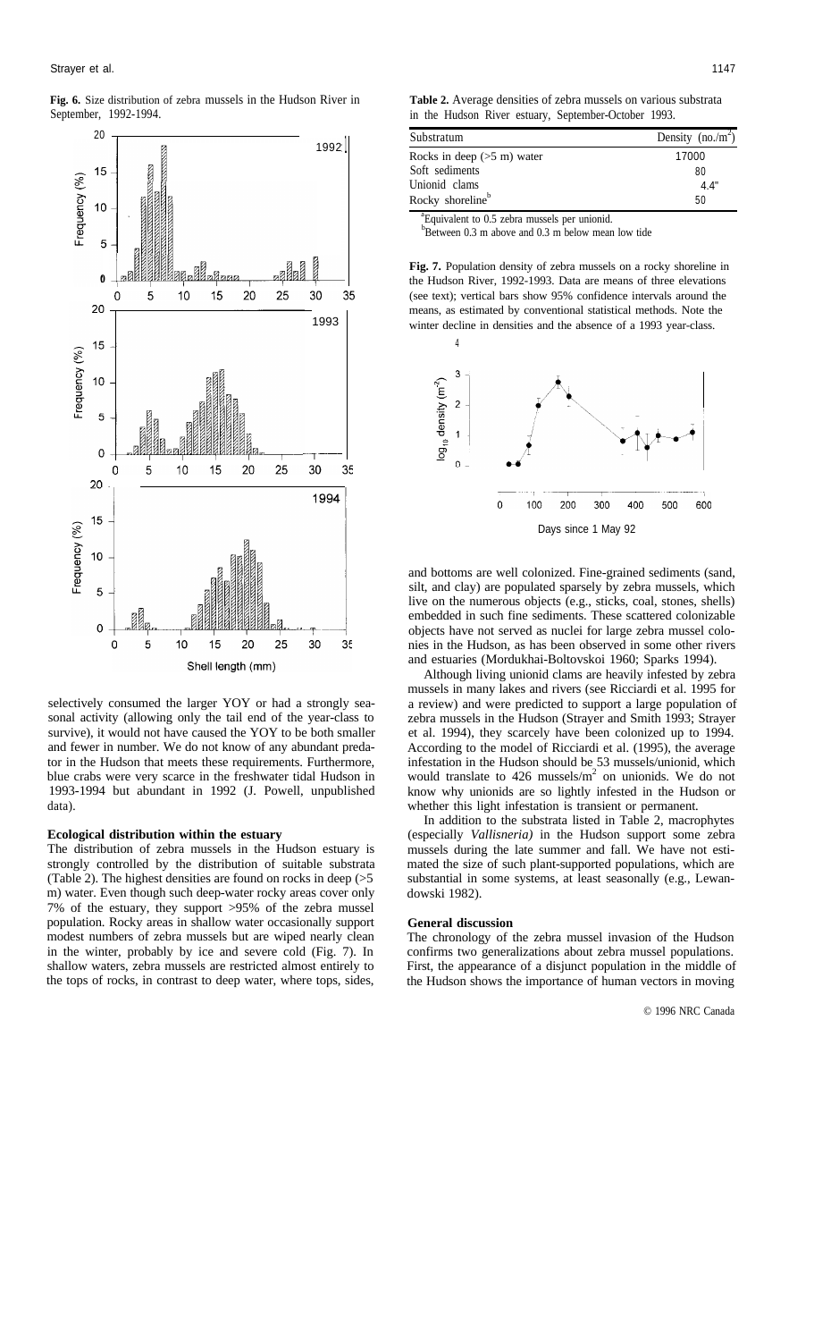**Fig. 6.** Size distribution of zebra mussels in the Hudson River in September, 1992-1994.

selectively consumed the larger YOY or had a strongly seasonal activity (allowing only the tail end of the year-class to survive), it would not have caused the YOY to be both smaller and fewer in number. We do not know of any abundant predator in the Hudson that meets these requirements. Furthermore, blue crabs were very scarce in the freshwater tidal Hudson in 1993-1994 but abundant in 1992 (J. Powell, unpublished data).

## Ecological distribution within the estuary

The distribution of zebra mussels in the Hudson estuary is strongly controlled by the distribution of suitable substrata (Table 2). The highest densities are found on rocks in deep (>5 m) water. Even though such deep-water rocky areas cover only 7% of the estuary, they support >95% of the zebra mussel population. Rocky areas in shallow water occasionally support modest numbers of zebra mussels but are wiped nearly clean in the winter, probably by ice and severe cold (Fig. 7). In shallow waters, zebra mussels are restricted almost entirely to the tops of rocks, in contrast to deep water, where tops, sides, and bottoms are well colonized. Fine-grained sediments (sand, silt, and clay) are populated sparsely by zebra mussels, which live on the numerous objects (e.g., sticks, coal, stones, shells) embedded in such fine sediments. These scattered colonizable objects have not served as nuclei for large zebra mussel colonies in the Hudson, as has been observed in some other rivers and estuaries (Mordukhai-Boltovskoi 1960; Sparks 1994).

**Table 2.** Average densities of zebra mussels on various substrata in the Hudson River estuary, September-October 1993.

| Substratum | Density (no./m$^2$) |
|---|---|
| Rocks in deep (>5 m) water | 17000 |
| Soft sediments | 80 |
| Unionid clams | 4.4[a] |
| Rocky shoreline[b] | 50 |

[a]Equivalent to 0.5 zebra mussels per unionid.
[b]Between 0.3 m above and 0.3 m below mean low tide

**Fig. 7.** Population density of zebra mussels on a rocky shoreline in the Hudson River, 1992-1993. Data are means of three elevations (see text); vertical bars show 95% confidence intervals around the means, as estimated by conventional statistical methods. Note the winter decline in densities and the absence of a 1993 year-class.

Although living unionid clams are heavily infested by zebra mussels in many lakes and rivers (see Ricciardi et al. 1995 for a review) and were predicted to support a large population of zebra mussels in the Hudson (Strayer and Smith 1993; Strayer et al. 1994), they scarcely have been colonized up to 1994. According to the model of Ricciardi et al. (1995), the average infestation in the Hudson should be 53 mussels/unionid, which would translate to 426 mussels/m$^2$ on unionids. We do not know why unionids are so lightly infested in the Hudson or whether this light infestation is transient or permanent.

In addition to the substrata listed in Table 2, macrophytes (especially *Vallisneria)* in the Hudson support some zebra mussels during the late summer and fall. We have not estimated the size of such plant-supported populations, which are substantial in some systems, at least seasonally (e.g., Lewandowski 1982).

## General discussion

The chronology of the zebra mussel invasion of the Hudson confirms two generalizations about zebra mussel populations. First, the appearance of a disjunct population in the middle of the Hudson shows the importance of human vectors in moving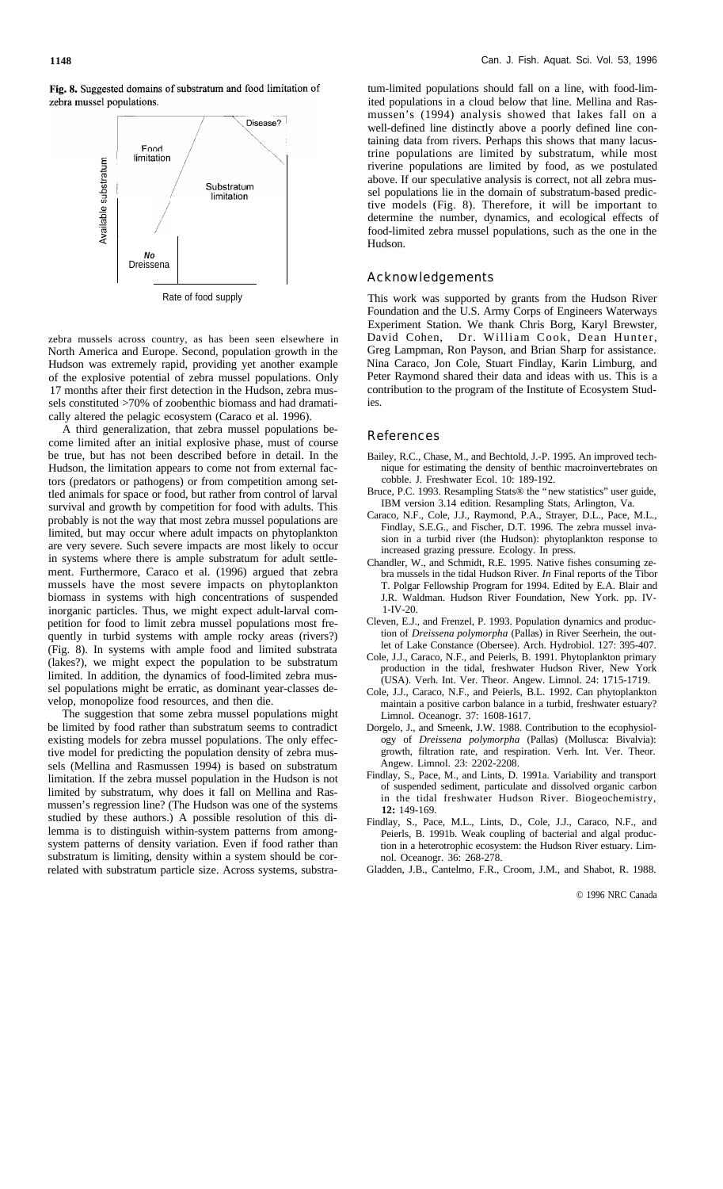**Fig. 8.** Suggested domains of substratum and food limitation of zebra mussel populations.

zebra mussels across country, as has been seen elsewhere in North America and Europe. Second, population growth in the Hudson was extremely rapid, providing yet another example of the explosive potential of zebra mussel populations. Only 17 months after their first detection in the Hudson, zebra mussels constituted >70% of zoobenthic biomass and had dramatically altered the pelagic ecosystem (Caraco et al. 1996).

A third generalization, that zebra mussel populations become limited after an initial explosive phase, must of course be true, but has not been described before in detail. In the Hudson, the limitation appears to come not from external factors (predators or pathogens) or from competition among settled animals for space or food, but rather from control of larval survival and growth by competition for food with adults. This probably is not the way that most zebra mussel populations are limited, but may occur where adult impacts on phytoplankton are very severe. Such severe impacts are most likely to occur in systems where there is ample substratum for adult settlement. Furthermore, Caraco et al. (1996) argued that zebra mussels have the most severe impacts on phytoplankton biomass in systems with high concentrations of suspended inorganic particles. Thus, we might expect adult-larval competition for food to limit zebra mussel populations most frequently in turbid systems with ample rocky areas (rivers?) (Fig. 8). In systems with ample food and limited substrata (lakes?), we might expect the population to be substratum limited. In addition, the dynamics of food-limited zebra mussel populations might be erratic, as dominant year-classes develop, monopolize food resources, and then die.

The suggestion that some zebra mussel populations might be limited by food rather than substratum seems to contradict existing models for zebra mussel populations. The only effective model for predicting the population density of zebra mussels (Mellina and Rasmussen 1994) is based on substratum limitation. If the zebra mussel population in the Hudson is not limited by substratum, why does it fall on Mellina and Rasmussen's regression line? (The Hudson was one of the systems studied by these authors.) A possible resolution of this dilemma is to distinguish within-system patterns from among-system patterns of density variation. Even if food rather than substratum is limiting, density within a system should be correlated with substratum particle size. Across systems, substratum-limited populations should fall on a line, with food-limited populations in a cloud below that line. Mellina and Rasmussen's (1994) analysis showed that lakes fall on a well-defined line distinctly above a poorly defined line containing data from rivers. Perhaps this shows that most lacustrine populations are limited by substratum, while most riverine populations are limited by food, as we postulated above. If our speculative analysis is correct, not all zebra mussel populations lie in the domain of substratum-based predictive models (Fig. 8). Therefore, it will be important to determine the number, dynamics, and ecological effects of food-limited zebra mussel populations, such as the one in the Hudson.

## Acknowledgements

This work was supported by grants from the Hudson River Foundation and the U.S. Army Corps of Engineers Waterways Experiment Station. We thank Chris Borg, Karyl Brewster, David Cohen, Dr. William Cook, Dean Hunter, Greg Lampman, Ron Payson, and Brian Sharp for assistance. Nina Caraco, Jon Cole, Stuart Findlay, Karin Limburg, and Peter Raymond shared their data and ideas with us. This is a contribution to the program of the Institute of Ecosystem Studies.

## References

Bailey, R.C., Chase, M., and Bechtold, J.-P. 1995. An improved technique for estimating the density of benthic macroinvertebrates on cobble. J. Freshwater Ecol. 10: 189-192.

Bruce, P.C. 1993. Resampling Stats® the "new statistics" user guide, IBM version 3.14 edition. Resampling Stats, Arlington, Va.

Caraco, N.F., Cole, J.J., Raymond, P.A., Strayer, D.L., Pace, M.L., Findlay, S.E.G., and Fischer, D.T. 1996. The zebra mussel invasion in a turbid river (the Hudson): phytoplankton response to increased grazing pressure. Ecology. In press.

Chandler, W., and Schmidt, R.E. 1995. Native fishes consuming zebra mussels in the tidal Hudson River. *In* Final reports of the Tibor T. Polgar Fellowship Program for 1994. Edited by E.A. Blair and J.R. Waldman. Hudson River Foundation, New York. pp. IV-1-IV-20.

Cleven, E.J., and Frenzel, P. 1993. Population dynamics and production of *Dreissena polymorpha* (Pallas) in River Seerhein, the outlet of Lake Constance (Obersee). Arch. Hydrobiol. 127: 395-407.

Cole, J.J., Caraco, N.F., and Peierls, B. 1991. Phytoplankton primary production in the tidal, freshwater Hudson River, New York (USA). Verh. Int. Ver. Theor. Angew. Limnol. 24: 1715-1719.

Cole, J.J., Caraco, N.F., and Peierls, B.L. 1992. Can phytoplankton maintain a positive carbon balance in a turbid, freshwater estuary? Limnol. Oceanogr. 37: 1608-1617.

Dorgelo, J., and Smeenk, J.W. 1988. Contribution to the ecophysiology of *Dreissena polymorpha* (Pallas) (Mollusca: Bivalvia): growth, filtration rate, and respiration. Verh. Int. Ver. Theor. Angew. Limnol. 23: 2202-2208.

Findlay, S., Pace, M., and Lints, D. 1991a. Variability and transport of suspended sediment, particulate and dissolved organic carbon in the tidal freshwater Hudson River. Biogeochemistry, **12:** 149-169.

Findlay, S., Pace, M.L., Lints, D., Cole, J.J., Caraco, N.F., and Peierls, B. 1991b. Weak coupling of bacterial and algal production in a heterotrophic ecosystem: the Hudson River estuary. Limnol. Oceanogr. 36: 268-278.

Gladden, J.B., Cantelmo, F.R., Croom, J.M., and Shabot, R. 1988.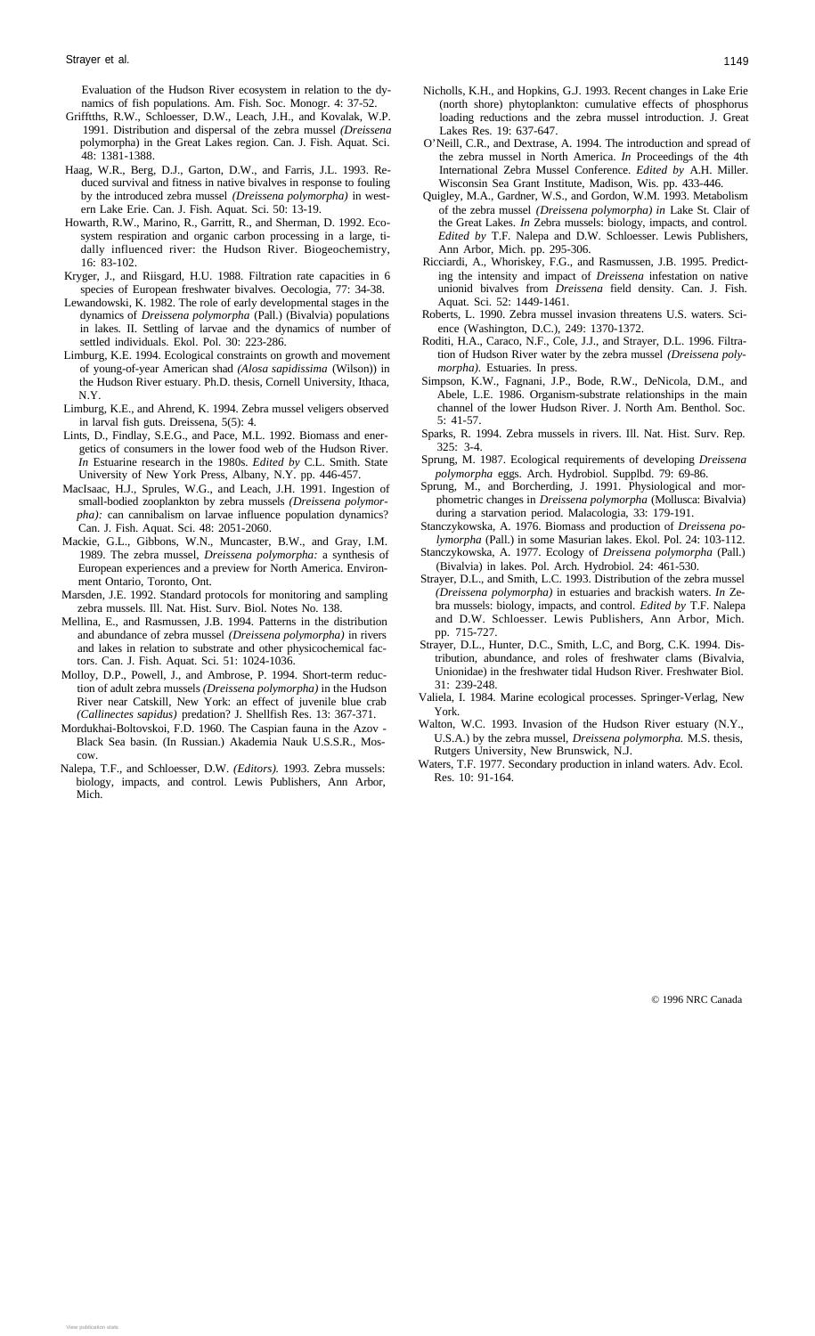Evaluation of the Hudson River ecosystem in relation to the dynamics of fish populations. Am. Fish. Soc. Monogr. 4: 37-52.

Griffiths, R.W., Schloesser, D.W., Leach, J.H., and Kovalak, W.P. 1991. Distribution and dispersal of the zebra mussel *(Dreissena* polymorpha) in the Great Lakes region. Can. J. Fish. Aquat. Sci. 48: 1381-1388.

Haag, W.R., Berg, D.J., Garton, D.W., and Farris, J.L. 1993. Reduced survival and fitness in native bivalves in response to fouling by the introduced zebra mussel *(Dreissena polymorpha)* in western Lake Erie. Can. J. Fish. Aquat. Sci. 50: 13-19.

Howarth, R.W., Marino, R., Garritt, R., and Sherman, D. 1992. Ecosystem respiration and organic carbon processing in a large, tidally influenced river: the Hudson River. Biogeochemistry, 16: 83-102.

Kryger, J., and Riisgard, H.U. 1988. Filtration rate capacities in 6 species of European freshwater bivalves. Oecologia, 77: 34-38.

Lewandowski, K. 1982. The role of early developmental stages in the dynamics of *Dreissena polymorpha* (Pall.) (Bivalvia) populations in lakes. II. Settling of larvae and the dynamics of number of settled individuals. Ekol. Pol. 30: 223-286.

Limburg, K.E. 1994. Ecological constraints on growth and movement of young-of-year American shad *(Alosa sapidissima* (Wilson)) in the Hudson River estuary. Ph.D. thesis, Cornell University, Ithaca, N.Y.

Limburg, K.E., and Ahrend, K. 1994. Zebra mussel veligers observed in larval fish guts. Dreissena, 5(5): 4.

Lints, D., Findlay, S.E.G., and Pace, M.L. 1992. Biomass and energetics of consumers in the lower food web of the Hudson River. *In* Estuarine research in the 1980s. *Edited by* C.L. Smith. State University of New York Press, Albany, N.Y. pp. 446-457.

MacIsaac, H.J., Sprules, W.G., and Leach, J.H. 1991. Ingestion of small-bodied zooplankton by zebra mussels *(Dreissena polymorpha):* can cannibalism on larvae influence population dynamics? Can. J. Fish. Aquat. Sci. 48: 2051-2060.

Mackie, G.L., Gibbons, W.N., Muncaster, B.W., and Gray, I.M. 1989. The zebra mussel, *Dreissena polymorpha:* a synthesis of European experiences and a preview for North America. Environment Ontario, Toronto, Ont.

Marsden, J.E. 1992. Standard protocols for monitoring and sampling zebra mussels. Ill. Nat. Hist. Surv. Biol. Notes No. 138.

Mellina, E., and Rasmussen, J.B. 1994. Patterns in the distribution and abundance of zebra mussel *(Dreissena polymorpha)* in rivers and lakes in relation to substrate and other physicochemical factors. Can. J. Fish. Aquat. Sci. 51: 1024-1036.

Molloy, D.P., Powell, J., and Ambrose, P. 1994. Short-term reduction of adult zebra mussels *(Dreissena polymorpha)* in the Hudson River near Catskill, New York: an effect of juvenile blue crab *(Callinectes sapidus)* predation? J. Shellfish Res. 13: 367-371.

Mordukhai-Boltovskoi, F.D. 1960. The Caspian fauna in the Azov - Black Sea basin. (In Russian.) Akademia Nauk U.S.S.R., Moscow.

Nalepa, T.F., and Schloesser, D.W. *(Editors).* 1993. Zebra mussels: biology, impacts, and control. Lewis Publishers, Ann Arbor, Mich.

Nicholls, K.H., and Hopkins, G.J. 1993. Recent changes in Lake Erie (north shore) phytoplankton: cumulative effects of phosphorus loading reductions and the zebra mussel introduction. J. Great Lakes Res. 19: 637-647.

O'Neill, C.R., and Dextrase, A. 1994. The introduction and spread of the zebra mussel in North America. *In* Proceedings of the 4th International Zebra Mussel Conference. *Edited by* A.H. Miller. Wisconsin Sea Grant Institute, Madison, Wis. pp. 433-446.

Quigley, M.A., Gardner, W.S., and Gordon, W.M. 1993. Metabolism of the zebra mussel *(Dreissena polymorpha) in* Lake St. Clair of the Great Lakes. *In* Zebra mussels: biology, impacts, and control. *Edited by* T.F. Nalepa and D.W. Schloesser. Lewis Publishers, Ann Arbor, Mich. pp. 295-306.

Ricciardi, A., Whoriskey, F.G., and Rasmussen, J.B. 1995. Predicting the intensity and impact of *Dreissena* infestation on native unionid bivalves from *Dreissena* field density. Can. J. Fish. Aquat. Sci. 52: 1449-1461.

Roberts, L. 1990. Zebra mussel invasion threatens U.S. waters. Science (Washington, D.C.), 249: 1370-1372.

Roditi, H.A., Caraco, N.F., Cole, J.J., and Strayer, D.L. 1996. Filtration of Hudson River water by the zebra mussel *(Dreissena polymorpha).* Estuaries. In press.

Simpson, K.W., Fagnani, J.P., Bode, R.W., DeNicola, D.M., and Abele, L.E. 1986. Organism-substrate relationships in the main channel of the lower Hudson River. J. North Am. Benthol. Soc. 5: 41-57.

Sparks, R. 1994. Zebra mussels in rivers. Ill. Nat. Hist. Surv. Rep. 325: 3-4.

Sprung, M. 1987. Ecological requirements of developing *Dreissena polymorpha* eggs. Arch. Hydrobiol. Suppl bd. 79: 69-86.

Sprung, M., and Borcherding, J. 1991. Physiological and morphometric changes in *Dreissena polymorpha* (Mollusca: Bivalvia) during a starvation period. Malacologia, 33: 179-191.

Stanczykowska, A. 1976. Biomass and production of *Dreissena polymorpha* (Pall.) in some Masurian lakes. Ekol. Pol. 24: 103-112.

Stanczykowska, A. 1977. Ecology of *Dreissena polymorpha* (Pall.) (Bivalvia) in lakes. Pol. Arch. Hydrobiol. 24: 461-530.

Strayer, D.L., and Smith, L.C. 1993. Distribution of the zebra mussel *(Dreissena polymorpha)* in estuaries and brackish waters. *In* Zebra mussels: biology, impacts, and control. *Edited by* T.F. Nalepa and D.W. Schloesser. Lewis Publishers, Ann Arbor, Mich. pp. 715-727.

Strayer, D.L., Hunter, D.C., Smith, L.C, and Borg, C.K. 1994. Distribution, abundance, and roles of freshwater clams (Bivalvia, Unionidae) in the freshwater tidal Hudson River. Freshwater Biol. 31: 239-248.

Valiela, I. 1984. Marine ecological processes. Springer-Verlag, New York.

Walton, W.C. 1993. Invasion of the Hudson River estuary (N.Y., U.S.A.) by the zebra mussel, *Dreissena polymorpha.* M.S. thesis, Rutgers University, New Brunswick, N.J.

Waters, T.F. 1977. Secondary production in inland waters. Adv. Ecol. Res. 10: 91-164.

© 1996 NRC Canada